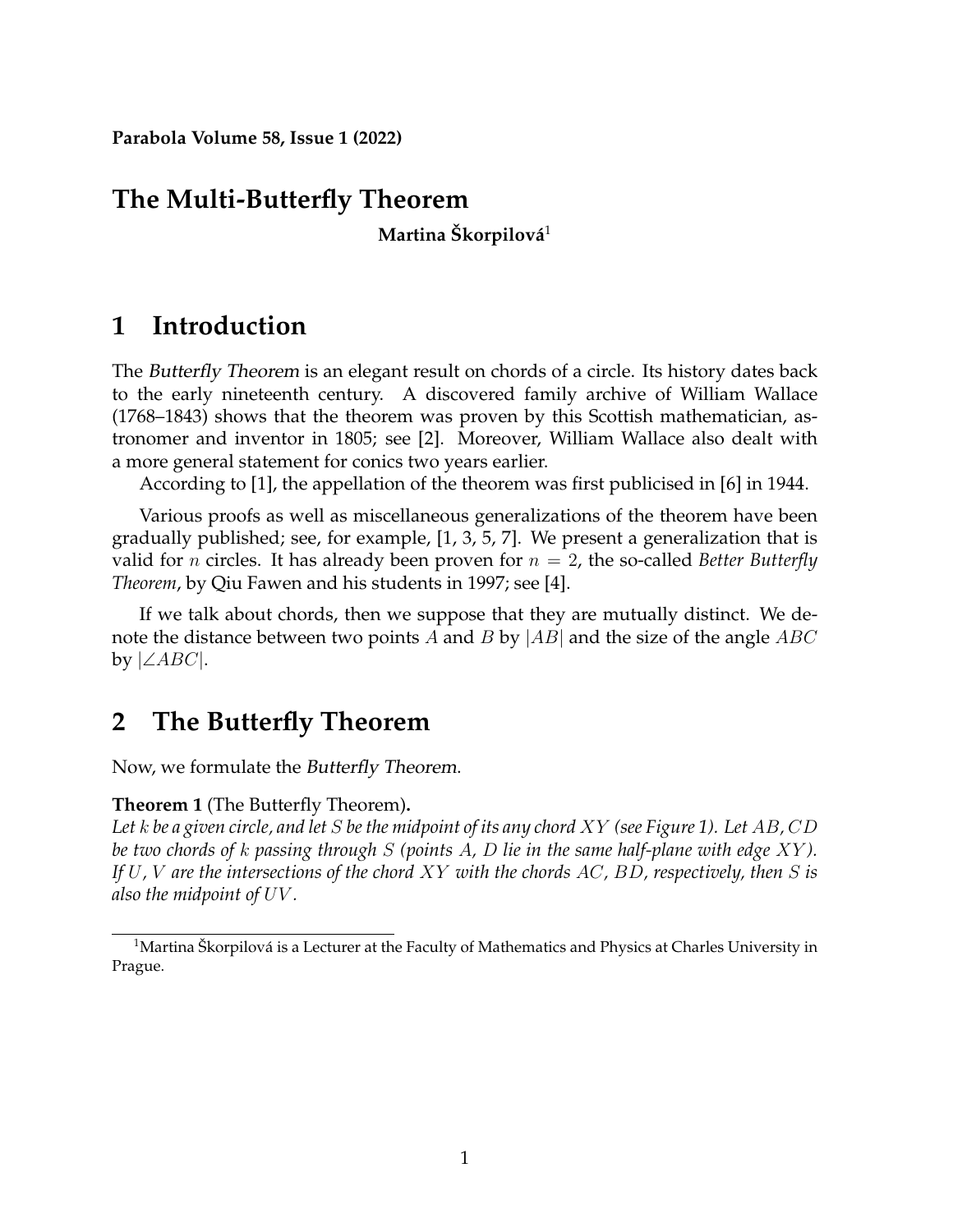# The Multi-Butterfly Theorem

**Martina Škorpilová**[1]

## 1 Introduction

The *Butterfly Theorem* is an elegant result on chords of a circle. Its history dates back to the early nineteenth century. A discovered family archive of William Wallace (1768–1843) shows that the theorem was proven by this Scottish mathematician, astronomer and inventor in 1805; see [2]. Moreover, William Wallace also dealt with a more general statement for conics two years earlier.

According to [1], the appellation of the theorem was first publicised in [6] in 1944.

Various proofs as well as miscellaneous generalizations of the theorem have been gradually published; see, for example, [1, 3, 5, 7]. We present a generalization that is valid for $n$ circles. It has already been proven for $n = 2$, the so-called *Better Butterfly Theorem*, by Qiu Fawen and his students in 1997; see [4].

If we talk about chords, then we suppose that they are mutually distinct. We denote the distance between two points $A$ and $B$ by $|AB|$ and the size of the angle $ABC$ by $|\angle ABC|$.

## 2 The Butterfly Theorem

Now, we formulate the *Butterfly Theorem*.

**Theorem 1** (The Butterfly Theorem)**.**
*Let $k$ be a given circle, and let $S$ be the midpoint of its any chord $XY$ (see Figure 1). Let $AB$, $CD$ be two chords of $k$ passing through $S$ (points $A$, $D$ lie in the same half-plane with edge $XY$). If $U$, $V$ are the intersections of the chord $XY$ with the chords $AC$, $BD$, respectively, then $S$ is also the midpoint of $UV$.*

[1] Martina Škorpilová is a Lecturer at the Faculty of Mathematics and Physics at Charles University in Prague.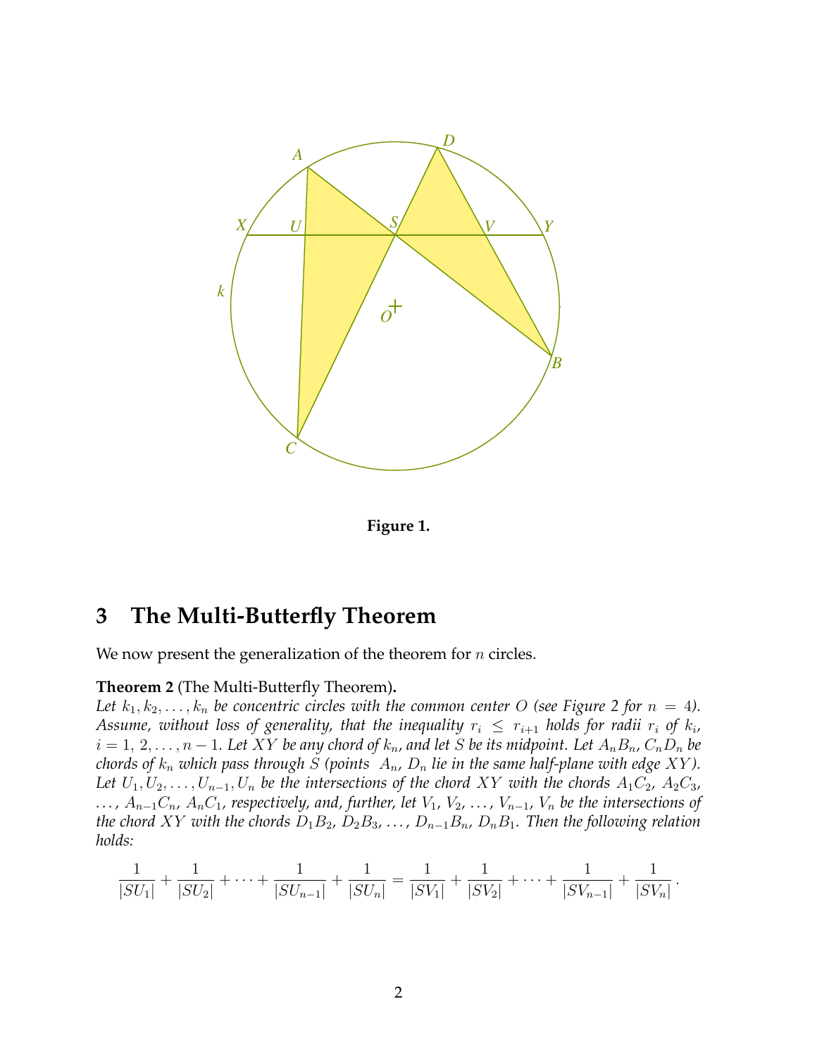Figure 1.

## 3 The Multi-Butterfly Theorem

We now present the generalization of the theorem for $n$ circles.

**Theorem 2** (The Multi-Butterfly Theorem)**.**
*Let $k_1, k_2, \ldots, k_n$ be concentric circles with the common center $O$ (see Figure 2 for $n = 4$). Assume, without loss of generality, that the inequality $r_i \leq r_{i+1}$ holds for radii $r_i$ of $k_i$, $i = 1, 2, \ldots, n-1$. Let $XY$ be any chord of $k_n$, and let $S$ be its midpoint. Let $A_nB_n$, $C_nD_n$ be chords of $k_n$ which pass through $S$ (points $A_n$, $D_n$ lie in the same half-plane with edge $XY$). Let $U_1, U_2, \ldots, U_{n-1}, U_n$ be the intersections of the chord $XY$ with the chords $A_1C_2$, $A_2C_3$, $\ldots$, $A_{n-1}C_n$, $A_nC_1$, respectively, and, further, let $V_1, V_2, \ldots, V_{n-1}, V_n$ be the intersections of the chord $XY$ with the chords $D_1B_2$, $D_2B_3$, $\ldots$, $D_{n-1}B_n$, $D_nB_1$. Then the following relation holds:*

$$\frac{1}{|SU_1|} + \frac{1}{|SU_2|} + \cdots + \frac{1}{|SU_{n-1}|} + \frac{1}{|SU_n|} = \frac{1}{|SV_1|} + \frac{1}{|SV_2|} + \cdots + \frac{1}{|SV_{n-1}|} + \frac{1}{|SV_n|}\,.$$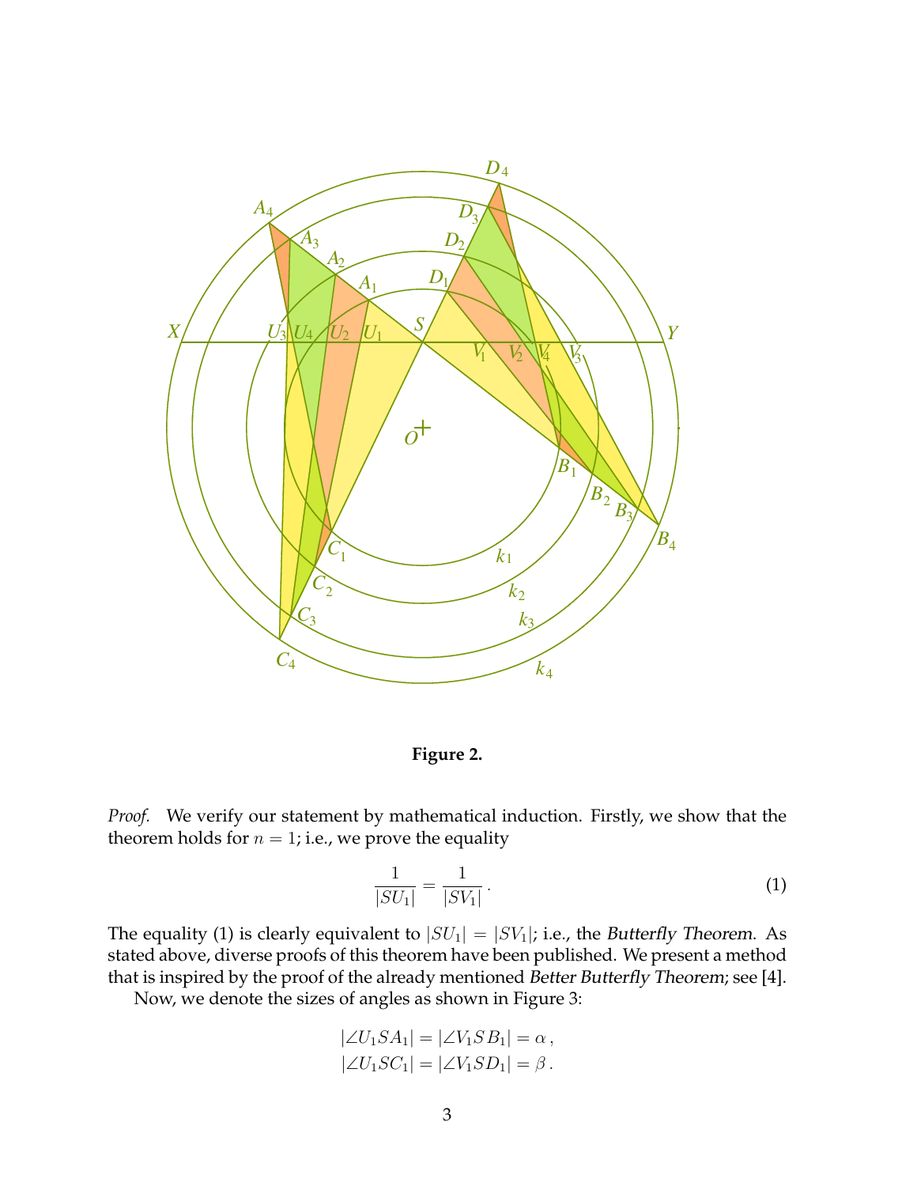**Figure 2.**

*Proof.* We verify our statement by mathematical induction. Firstly, we show that the theorem holds for $n = 1$; i.e., we prove the equality

$$\frac{1}{|SU_1|} = \frac{1}{|SV_1|}\,. \tag{1}$$

The equality (1) is clearly equivalent to $|SU_1| = |SV_1|$; i.e., the *Butterfly Theorem*. As stated above, diverse proofs of this theorem have been published. We present a method that is inspired by the proof of the already mentioned *Better Butterfly Theorem*; see [4].

Now, we denote the sizes of angles as shown in Figure 3:

$$|\angle U_1SA_1| = |\angle V_1SB_1| = \alpha\,,$$
$$|\angle U_1SC_1| = |\angle V_1SD_1| = \beta\,.$$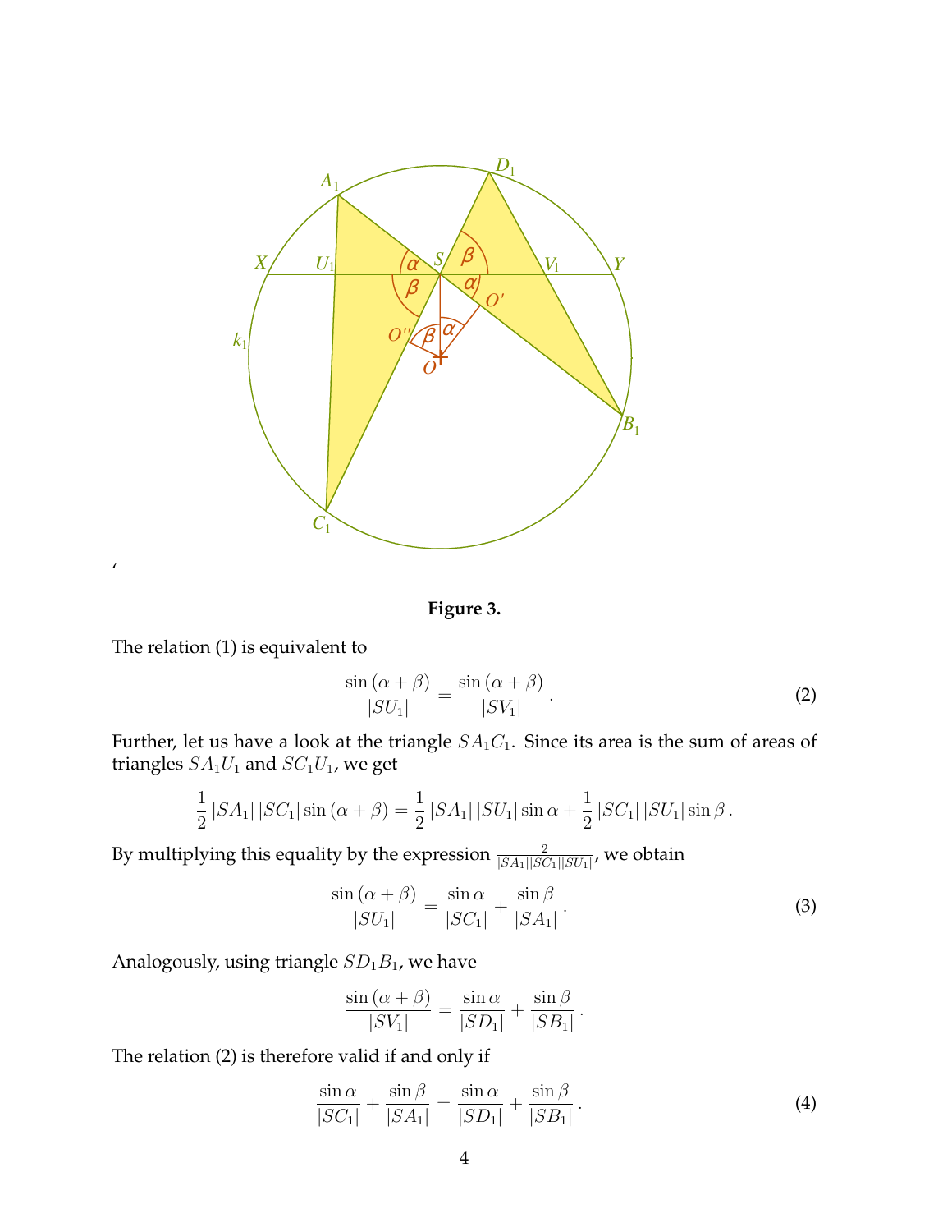**Figure 3.**

The relation (1) is equivalent to

$$\frac{\sin(\alpha+\beta)}{|SU_1|} = \frac{\sin(\alpha+\beta)}{|SV_1|}. \tag{2}$$

Further, let us have a look at the triangle $SA_1C_1$. Since its area is the sum of areas of triangles $SA_1U_1$ and $SC_1U_1$, we get

$$\frac{1}{2}|SA_1||SC_1|\sin(\alpha+\beta) = \frac{1}{2}|SA_1||SU_1|\sin\alpha + \frac{1}{2}|SC_1||SU_1|\sin\beta.$$

By multiplying this equality by the expression $\frac{2}{|SA_1||SC_1||SU_1|}$, we obtain

$$\frac{\sin(\alpha+\beta)}{|SU_1|} = \frac{\sin\alpha}{|SC_1|} + \frac{\sin\beta}{|SA_1|}. \tag{3}$$

Analogously, using triangle $SD_1B_1$, we have

$$\frac{\sin(\alpha+\beta)}{|SV_1|} = \frac{\sin\alpha}{|SD_1|} + \frac{\sin\beta}{|SB_1|}.$$

The relation (2) is therefore valid if and only if

$$\frac{\sin\alpha}{|SC_1|} + \frac{\sin\beta}{|SA_1|} = \frac{\sin\alpha}{|SD_1|} + \frac{\sin\beta}{|SB_1|}. \tag{4}$$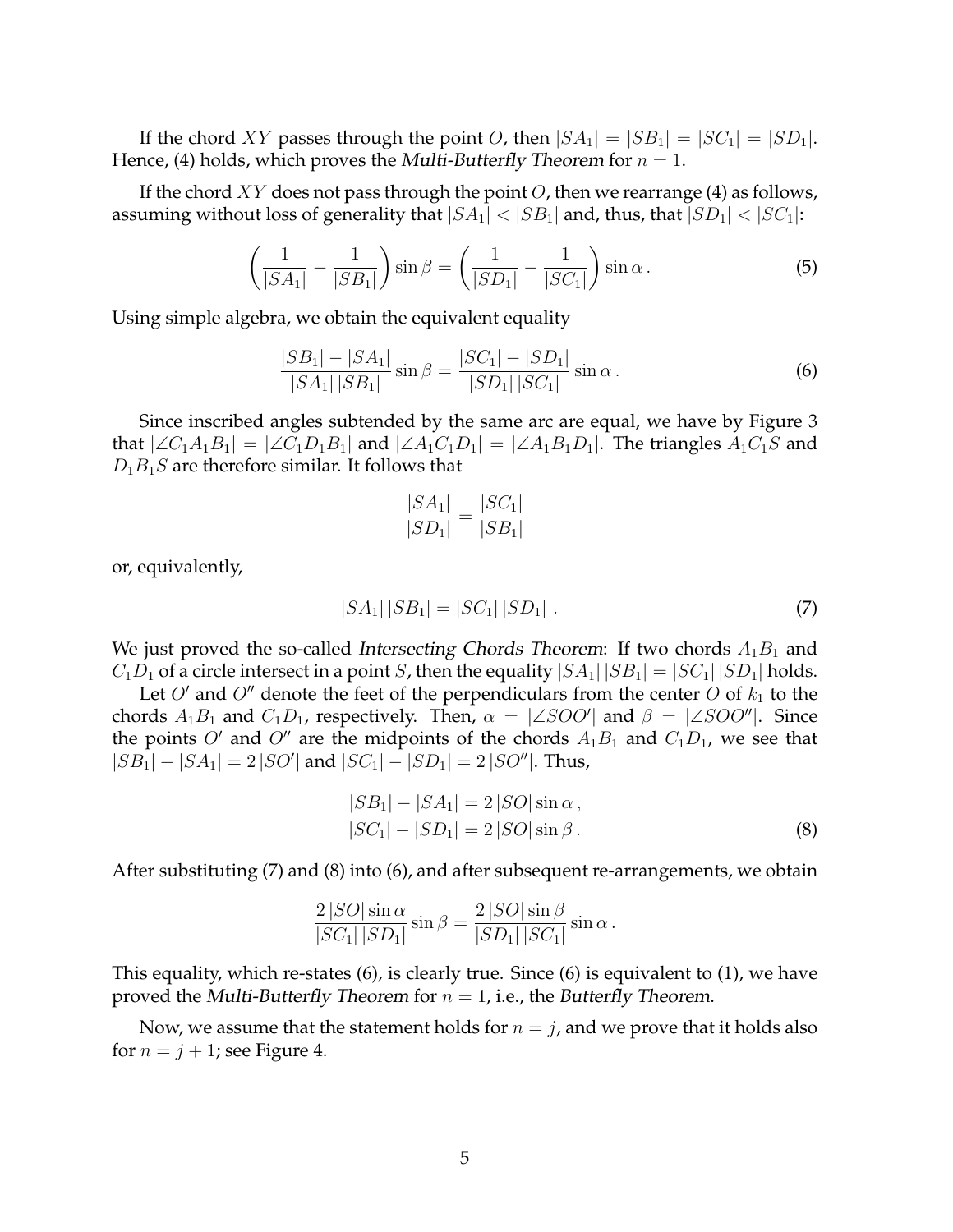If the chord $XY$ passes through the point $O$, then $|SA_1| = |SB_1| = |SC_1| = |SD_1|$. Hence, (4) holds, which proves the *Multi-Butterfly Theorem* for $n = 1$.

If the chord $XY$ does not pass through the point $O$, then we rearrange (4) as follows, assuming without loss of generality that $|SA_1| < |SB_1|$ and, thus, that $|SD_1| < |SC_1|$:

$$\left(\frac{1}{|SA_1|} - \frac{1}{|SB_1|}\right)\sin\beta = \left(\frac{1}{|SD_1|} - \frac{1}{|SC_1|}\right)\sin\alpha\,. \tag{5}$$

Using simple algebra, we obtain the equivalent equality

$$\frac{|SB_1| - |SA_1|}{|SA_1|\,|SB_1|}\sin\beta = \frac{|SC_1| - |SD_1|}{|SD_1|\,|SC_1|}\sin\alpha\,. \tag{6}$$

Since inscribed angles subtended by the same arc are equal, we have by Figure 3 that $|\angle C_1A_1B_1| = |\angle C_1D_1B_1|$ and $|\angle A_1C_1D_1| = |\angle A_1B_1D_1|$. The triangles $A_1C_1S$ and $D_1B_1S$ are therefore similar. It follows that

$$\frac{|SA_1|}{|SD_1|} = \frac{|SC_1|}{|SB_1|}$$

or, equivalently,

$$|SA_1|\,|SB_1| = |SC_1|\,|SD_1|\,. \tag{7}$$

We just proved the so-called *Intersecting Chords Theorem*: If two chords $A_1B_1$ and $C_1D_1$ of a circle intersect in a point $S$, then the equality $|SA_1|\,|SB_1| = |SC_1|\,|SD_1|$ holds.

Let $O'$ and $O''$ denote the feet of the perpendiculars from the center $O$ of $k_1$ to the chords $A_1B_1$ and $C_1D_1$, respectively. Then, $\alpha = |\angle SOO'|$ and $\beta = |\angle SOO''|$. Since the points $O'$ and $O''$ are the midpoints of the chords $A_1B_1$ and $C_1D_1$, we see that $|SB_1| - |SA_1| = 2\,|SO'|$ and $|SC_1| - |SD_1| = 2\,|SO''|$. Thus,

$$\begin{aligned} |SB_1| - |SA_1| &= 2\,|SO|\sin\alpha\,,\\ |SC_1| - |SD_1| &= 2\,|SO|\sin\beta\,. \end{aligned} \tag{8}$$

After substituting (7) and (8) into (6), and after subsequent re-arrangements, we obtain

$$\frac{2\,|SO|\sin\alpha}{|SC_1|\,|SD_1|}\sin\beta = \frac{2\,|SO|\sin\beta}{|SD_1|\,|SC_1|}\sin\alpha\,.$$

This equality, which re-states (6), is clearly true. Since (6) is equivalent to (1), we have proved the *Multi-Butterfly Theorem* for $n = 1$, i.e., the *Butterfly Theorem*.

Now, we assume that the statement holds for $n = j$, and we prove that it holds also for $n = j + 1$; see Figure 4.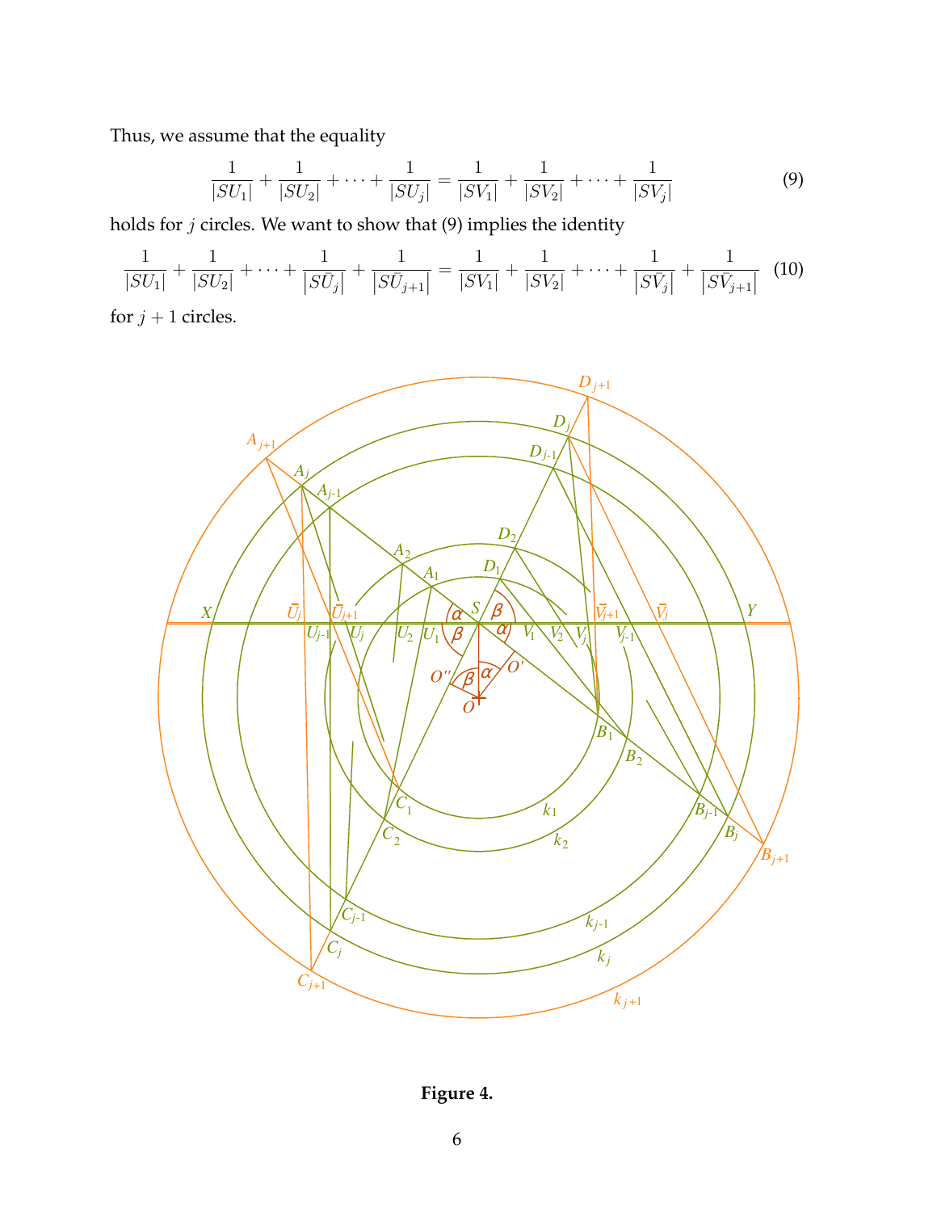Thus, we assume that the equality

$$\frac{1}{|SU_1|}+\frac{1}{|SU_2|}+\cdots+\frac{1}{|SU_j|}=\frac{1}{|SV_1|}+\frac{1}{|SV_2|}+\cdots+\frac{1}{|SV_j|} \tag{9}$$

holds for $j$ circles. We want to show that (9) implies the identity

$$\frac{1}{|SU_1|}+\frac{1}{|SU_2|}+\cdots+\frac{1}{\left|S\bar{U}_j\right|}+\frac{1}{\left|S\bar{U}_{j+1}\right|}=\frac{1}{|SV_1|}+\frac{1}{|SV_2|}+\cdots+\frac{1}{\left|S\bar{V}_j\right|}+\frac{1}{\left|S\bar{V}_{j+1}\right|} \tag{10}$$

for $j+1$ circles.

**Figure 4.**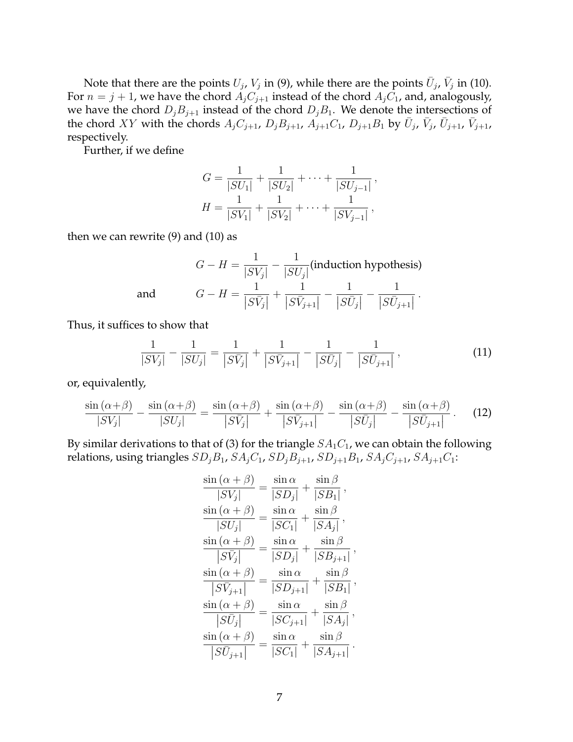Note that there are the points $U_j$, $V_j$ in (9), while there are the points $\bar{U}_j$, $\bar{V}_j$ in (10). For $n = j+1$, we have the chord $A_jC_{j+1}$ instead of the chord $A_jC_1$, and, analogously, we have the chord $D_jB_{j+1}$ instead of the chord $D_jB_1$. We denote the intersections of the chord $XY$ with the chords $A_jC_{j+1}$, $D_jB_{j+1}$, $A_{j+1}C_1$, $D_{j+1}B_1$ by $\bar{U}_j$, $\bar{V}_j$, $\bar{U}_{j+1}$, $\bar{V}_{j+1}$, respectively.

Further, if we define

$$G = \frac{1}{|SU_1|} + \frac{1}{|SU_2|} + \cdots + \frac{1}{|SU_{j-1}|},$$
$$H = \frac{1}{|SV_1|} + \frac{1}{|SV_2|} + \cdots + \frac{1}{|SV_{j-1}|},$$

then we can rewrite (9) and (10) as

$$G - H = \frac{1}{|SV_j|} - \frac{1}{|SU_j|} \text{(induction hypothesis)}$$

and

$$G - H = \frac{1}{|S\bar{V}_j|} + \frac{1}{|S\bar{V}_{j+1}|} - \frac{1}{|S\bar{U}_j|} - \frac{1}{|S\bar{U}_{j+1}|}.$$

Thus, it suffices to show that

$$\frac{1}{|SV_j|} - \frac{1}{|SU_j|} = \frac{1}{|S\bar{V}_j|} + \frac{1}{|S\bar{V}_{j+1}|} - \frac{1}{|S\bar{U}_j|} - \frac{1}{|S\bar{U}_{j+1}|}, \tag{11}$$

or, equivalently,

$$\frac{\sin(\alpha+\beta)}{|SV_j|} - \frac{\sin(\alpha+\beta)}{|SU_j|} = \frac{\sin(\alpha+\beta)}{|S\bar{V}_j|} + \frac{\sin(\alpha+\beta)}{|S\bar{V}_{j+1}|} - \frac{\sin(\alpha+\beta)}{|S\bar{U}_j|} - \frac{\sin(\alpha+\beta)}{|S\bar{U}_{j+1}|}. \tag{12}$$

By similar derivations to that of (3) for the triangle $SA_1C_1$, we can obtain the following relations, using triangles $SD_jB_1$, $SA_jC_1$, $SD_jB_{j+1}$, $SD_{j+1}B_1$, $SA_jC_{j+1}$, $SA_{j+1}C_1$:

$$\frac{\sin(\alpha+\beta)}{|SV_j|} = \frac{\sin\alpha}{|SD_j|} + \frac{\sin\beta}{|SB_1|},$$
$$\frac{\sin(\alpha+\beta)}{|SU_j|} = \frac{\sin\alpha}{|SC_1|} + \frac{\sin\beta}{|SA_j|},$$
$$\frac{\sin(\alpha+\beta)}{|S\bar{V}_j|} = \frac{\sin\alpha}{|SD_j|} + \frac{\sin\beta}{|SB_{j+1}|},$$
$$\frac{\sin(\alpha+\beta)}{|S\bar{V}_{j+1}|} = \frac{\sin\alpha}{|SD_{j+1}|} + \frac{\sin\beta}{|SB_1|},$$
$$\frac{\sin(\alpha+\beta)}{|S\bar{U}_j|} = \frac{\sin\alpha}{|SC_{j+1}|} + \frac{\sin\beta}{|SA_j|},$$
$$\frac{\sin(\alpha+\beta)}{|S\bar{U}_{j+1}|} = \frac{\sin\alpha}{|SC_1|} + \frac{\sin\beta}{|SA_{j+1}|}.$$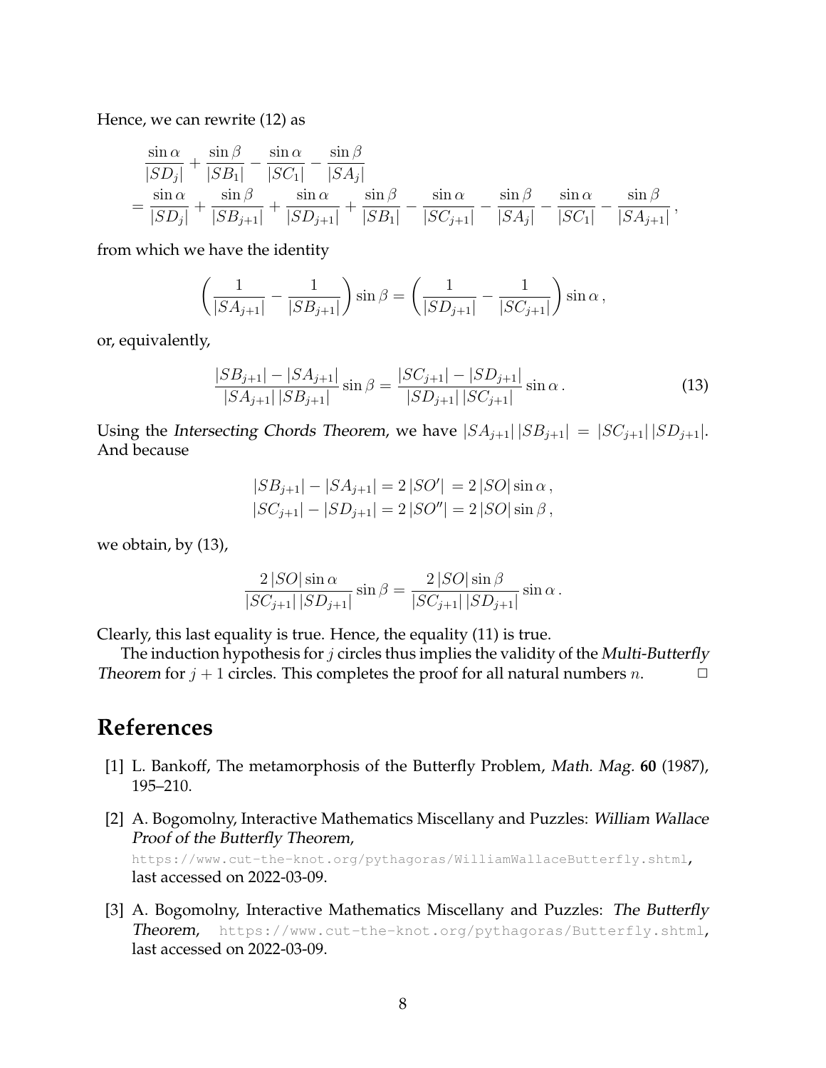Hence, we can rewrite (12) as

$$
\begin{aligned}
&\frac{\sin\alpha}{|SD_j|} + \frac{\sin\beta}{|SB_1|} - \frac{\sin\alpha}{|SC_1|} - \frac{\sin\beta}{|SA_j|} \\
&= \frac{\sin\alpha}{|SD_j|} + \frac{\sin\beta}{|SB_{j+1}|} + \frac{\sin\alpha}{|SD_{j+1}|} + \frac{\sin\beta}{|SB_1|} - \frac{\sin\alpha}{|SC_{j+1}|} - \frac{\sin\beta}{|SA_j|} - \frac{\sin\alpha}{|SC_1|} - \frac{\sin\beta}{|SA_{j+1}|}\,,
\end{aligned}
$$

from which we have the identity

$$
\left(\frac{1}{|SA_{j+1}|} - \frac{1}{|SB_{j+1}|}\right)\sin\beta = \left(\frac{1}{|SD_{j+1}|} - \frac{1}{|SC_{j+1}|}\right)\sin\alpha\,,
$$

or, equivalently,

$$
\frac{|SB_{j+1}| - |SA_{j+1}|}{|SA_{j+1}|\,|SB_{j+1}|}\sin\beta = \frac{|SC_{j+1}| - |SD_{j+1}|}{|SD_{j+1}|\,|SC_{j+1}|}\sin\alpha\,. \tag{13}
$$

Using the *Intersecting Chords Theorem*, we have $|SA_{j+1}|\,|SB_{j+1}| = |SC_{j+1}|\,|SD_{j+1}|$. And because

$$
\begin{aligned}
|SB_{j+1}| - |SA_{j+1}| &= 2\,|SO'| = 2\,|SO|\sin\alpha\,,\\
|SC_{j+1}| - |SD_{j+1}| &= 2\,|SO''| = 2\,|SO|\sin\beta\,,
\end{aligned}
$$

we obtain, by (13),

$$
\frac{2\,|SO|\sin\alpha}{|SC_{j+1}|\,|SD_{j+1}|}\sin\beta = \frac{2\,|SO|\sin\beta}{|SC_{j+1}|\,|SD_{j+1}|}\sin\alpha\,.
$$

Clearly, this last equality is true. Hence, the equality (11) is true.

The induction hypothesis for $j$ circles thus implies the validity of the *Multi-Butterfly Theorem* for $j+1$ circles. This completes the proof for all natural numbers $n$. □

# References

[1] L. Bankoff, The metamorphosis of the Butterfly Problem, *Math. Mag.* **60** (1987), 195–210.

[2] A. Bogomolny, Interactive Mathematics Miscellany and Puzzles: *William Wallace Proof of the Butterfly Theorem*, https://www.cut-the-knot.org/pythagoras/WilliamWallaceButterfly.shtml, last accessed on 2022-03-09.

[3] A. Bogomolny, Interactive Mathematics Miscellany and Puzzles: *The Butterfly Theorem*, https://www.cut-the-knot.org/pythagoras/Butterfly.shtml, last accessed on 2022-03-09.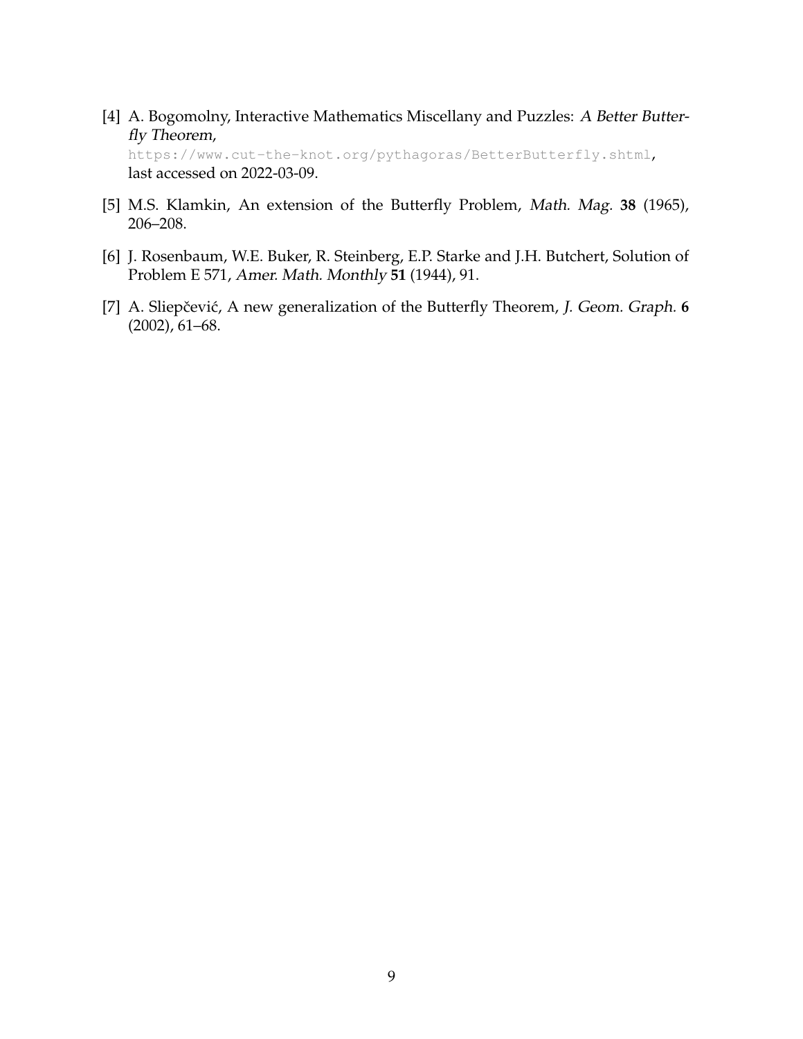[4] A. Bogomolny, Interactive Mathematics Miscellany and Puzzles: *A Better Butterfly Theorem*, https://www.cut-the-knot.org/pythagoras/BetterButterfly.shtml, last accessed on 2022-03-09.

[5] M.S. Klamkin, An extension of the Butterfly Problem, *Math. Mag.* **38** (1965), 206–208.

[6] J. Rosenbaum, W.E. Buker, R. Steinberg, E.P. Starke and J.H. Butchert, Solution of Problem E 571, *Amer. Math. Monthly* **51** (1944), 91.

[7] A. Sliepčević, A new generalization of the Butterfly Theorem, *J. Geom. Graph.* **6** (2002), 61–68.